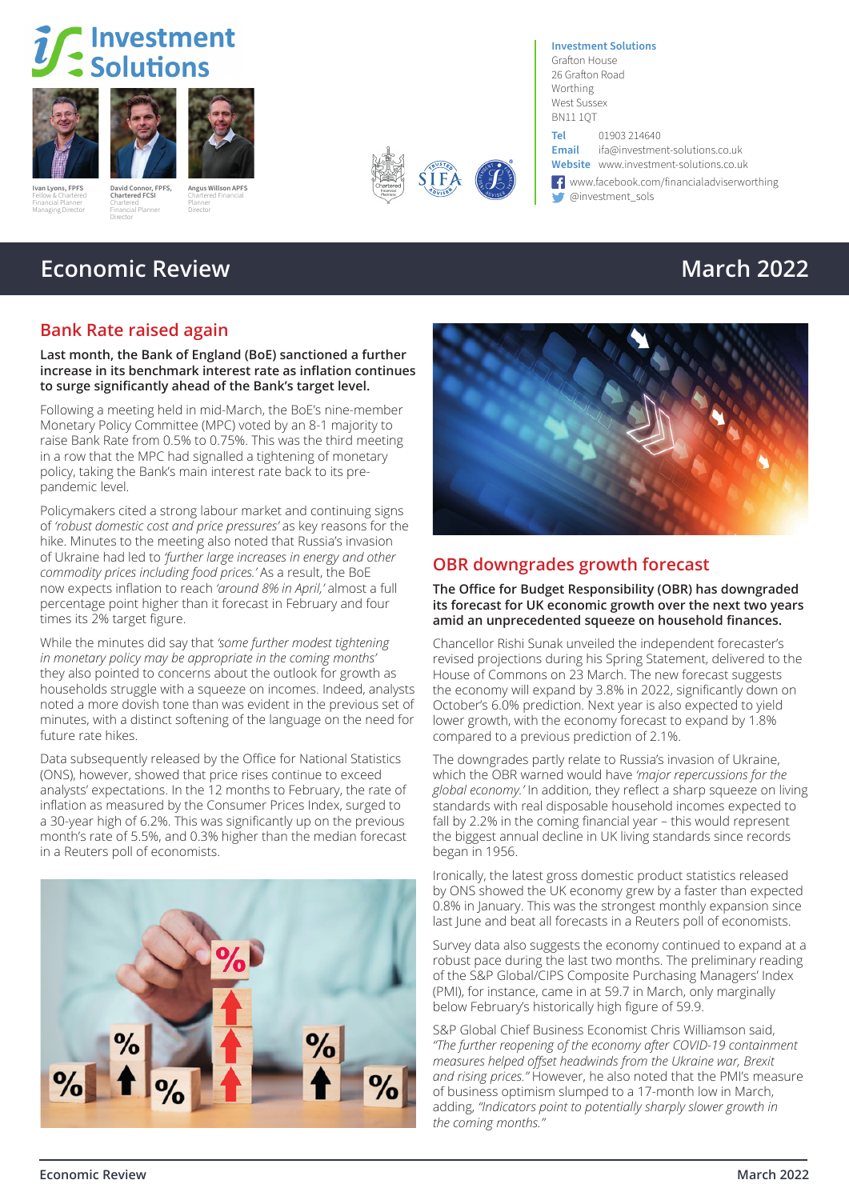# Investment Solutions

Ivan Lyons, FPFS
Fellow & Chartered Financial Planner
Managing Director

David Connor, FPFS, Chartered FCSI
Chartered Financial Planner
Director

Angus Willson APFS
Chartered Financial Planner
Director

**Investment Solutions**
Grafton House
26 Grafton Road
Worthing
West Sussex
BN11 1QT

**Tel** 01903 214640
**Email** ifa@investment-solutions.co.uk
**Website** www.investment-solutions.co.uk
www.facebook.com/financialadviserworthing
@investment_sols

# Economic Review

**March 2022**

## Bank Rate raised again

**Last month, the Bank of England (BoE) sanctioned a further increase in its benchmark interest rate as inflation continues to surge significantly ahead of the Bank's target level.**

Following a meeting held in mid-March, the BoE's nine-member Monetary Policy Committee (MPC) voted by an 8-1 majority to raise Bank Rate from 0.5% to 0.75%. This was the third meeting in a row that the MPC had signalled a tightening of monetary policy, taking the Bank's main interest rate back to its pre-pandemic level.

Policymakers cited a strong labour market and continuing signs of *'robust domestic cost and price pressures'* as key reasons for the hike. Minutes to the meeting also noted that Russia's invasion of Ukraine had led to *'further large increases in energy and other commodity prices including food prices.'* As a result, the BoE now expects inflation to reach *'around 8% in April,'* almost a full percentage point higher than it forecast in February and four times its 2% target figure.

While the minutes did say that *'some further modest tightening in monetary policy may be appropriate in the coming months'* they also pointed to concerns about the outlook for growth as households struggle with a squeeze on incomes. Indeed, analysts noted a more dovish tone than was evident in the previous set of minutes, with a distinct softening of the language on the need for future rate hikes.

Data subsequently released by the Office for National Statistics (ONS), however, showed that price rises continue to exceed analysts' expectations. In the 12 months to February, the rate of inflation as measured by the Consumer Prices Index, surged to a 30-year high of 6.2%. This was significantly up on the previous month's rate of 5.5%, and 0.3% higher than the median forecast in a Reuters poll of economists.

## OBR downgrades growth forecast

**The Office for Budget Responsibility (OBR) has downgraded its forecast for UK economic growth over the next two years amid an unprecedented squeeze on household finances.**

Chancellor Rishi Sunak unveiled the independent forecaster's revised projections during his Spring Statement, delivered to the House of Commons on 23 March. The new forecast suggests the economy will expand by 3.8% in 2022, significantly down on October's 6.0% prediction. Next year is also expected to yield lower growth, with the economy forecast to expand by 1.8% compared to a previous prediction of 2.1%.

The downgrades partly relate to Russia's invasion of Ukraine, which the OBR warned would have *'major repercussions for the global economy.'* In addition, they reflect a sharp squeeze on living standards with real disposable household incomes expected to fall by 2.2% in the coming financial year – this would represent the biggest annual decline in UK living standards since records began in 1956.

Ironically, the latest gross domestic product statistics released by ONS showed the UK economy grew by a faster than expected 0.8% in January. This was the strongest monthly expansion since last June and beat all forecasts in a Reuters poll of economists.

Survey data also suggests the economy continued to expand at a robust pace during the last two months. The preliminary reading of the S&P Global/CIPS Composite Purchasing Managers' Index (PMI), for instance, came in at 59.7 in March, only marginally below February's historically high figure of 59.9.

S&P Global Chief Business Economist Chris Williamson said, *"The further reopening of the economy after COVID-19 containment measures helped offset headwinds from the Ukraine war, Brexit and rising prices."* However, he also noted that the PMI's measure of business optimism slumped to a 17-month low in March, adding, *"Indicators point to potentially sharply slower growth in the coming months."*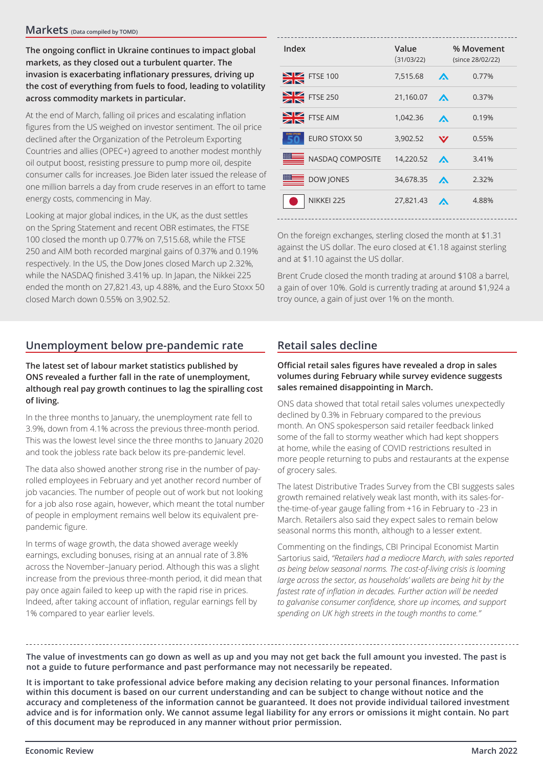## Markets (Data compiled by TOMD)

**The ongoing conflict in Ukraine continues to impact global markets, as they closed out a turbulent quarter. The invasion is exacerbating inflationary pressures, driving up the cost of everything from fuels to food, leading to volatility across commodity markets in particular.**

At the end of March, falling oil prices and escalating inflation figures from the US weighed on investor sentiment. The oil price declined after the Organization of the Petroleum Exporting Countries and allies (OPEC+) agreed to another modest monthly oil output boost, resisting pressure to pump more oil, despite consumer calls for increases. Joe Biden later issued the release of one million barrels a day from crude reserves in an effort to tame energy costs, commencing in May.

Looking at major global indices, in the UK, as the dust settles on the Spring Statement and recent OBR estimates, the FTSE 100 closed the month up 0.77% on 7,515.68, while the FTSE 250 and AIM both recorded marginal gains of 0.37% and 0.19% respectively. In the US, the Dow Jones closed March up 2.32%, while the NASDAQ finished 3.41% up. In Japan, the Nikkei 225 ended the month on 27,821.43, up 4.88%, and the Euro Stoxx 50 closed March down 0.55% on 3,902.52.

| Index | Value (31/03/22) | % Movement (since 28/02/22) |
|---|---|---|
| FTSE 100 | 7,515.68 | ▲ 0.77% |
| FTSE 250 | 21,160.07 | ▲ 0.37% |
| FTSE AIM | 1,042.36 | ▲ 0.19% |
| EURO STOXX 50 | 3,902.52 | ▼ 0.55% |
| NASDAQ COMPOSITE | 14,220.52 | ▲ 3.41% |
| DOW JONES | 34,678.35 | ▲ 2.32% |
| NIKKEI 225 | 27,821.43 | ▲ 4.88% |

On the foreign exchanges, sterling closed the month at $1.31 against the US dollar. The euro closed at €1.18 against sterling and at $1.10 against the US dollar.

Brent Crude closed the month trading at around $108 a barrel, a gain of over 10%. Gold is currently trading at around $1,924 a troy ounce, a gain of just over 1% on the month.

## Unemployment below pre-pandemic rate

**The latest set of labour market statistics published by ONS revealed a further fall in the rate of unemployment, although real pay growth continues to lag the spiralling cost of living.**

In the three months to January, the unemployment rate fell to 3.9%, down from 4.1% across the previous three-month period. This was the lowest level since the three months to January 2020 and took the jobless rate back below its pre-pandemic level.

The data also showed another strong rise in the number of pay-rolled employees in February and yet another record number of job vacancies. The number of people out of work but not looking for a job also rose again, however, which meant the total number of people in employment remains well below its equivalent pre-pandemic figure.

In terms of wage growth, the data showed average weekly earnings, excluding bonuses, rising at an annual rate of 3.8% across the November–January period. Although this was a slight increase from the previous three-month period, it did mean that pay once again failed to keep up with the rapid rise in prices. Indeed, after taking account of inflation, regular earnings fell by 1% compared to year earlier levels.

## Retail sales decline

**Official retail sales figures have revealed a drop in sales volumes during February while survey evidence suggests sales remained disappointing in March.**

ONS data showed that total retail sales volumes unexpectedly declined by 0.3% in February compared to the previous month. An ONS spokesperson said retailer feedback linked some of the fall to stormy weather which had kept shoppers at home, while the easing of COVID restrictions resulted in more people returning to pubs and restaurants at the expense of grocery sales.

The latest Distributive Trades Survey from the CBI suggests sales growth remained relatively weak last month, with its sales-for-the-time-of-year gauge falling from +16 in February to -23 in March. Retailers also said they expect sales to remain below seasonal norms this month, although to a lesser extent.

Commenting on the findings, CBI Principal Economist Martin Sartorius said, *"Retailers had a mediocre March, with sales reported as being below seasonal norms. The cost-of-living crisis is looming large across the sector, as households' wallets are being hit by the fastest rate of inflation in decades. Further action will be needed to galvanise consumer confidence, shore up incomes, and support spending on UK high streets in the tough months to come."*

**The value of investments can go down as well as up and you may not get back the full amount you invested. The past is not a guide to future performance and past performance may not necessarily be repeated.**

**It is important to take professional advice before making any decision relating to your personal finances. Information within this document is based on our current understanding and can be subject to change without notice and the accuracy and completeness of the information cannot be guaranteed. It does not provide individual tailored investment advice and is for information only. We cannot assume legal liability for any errors or omissions it might contain. No part of this document may be reproduced in any manner without prior permission.**